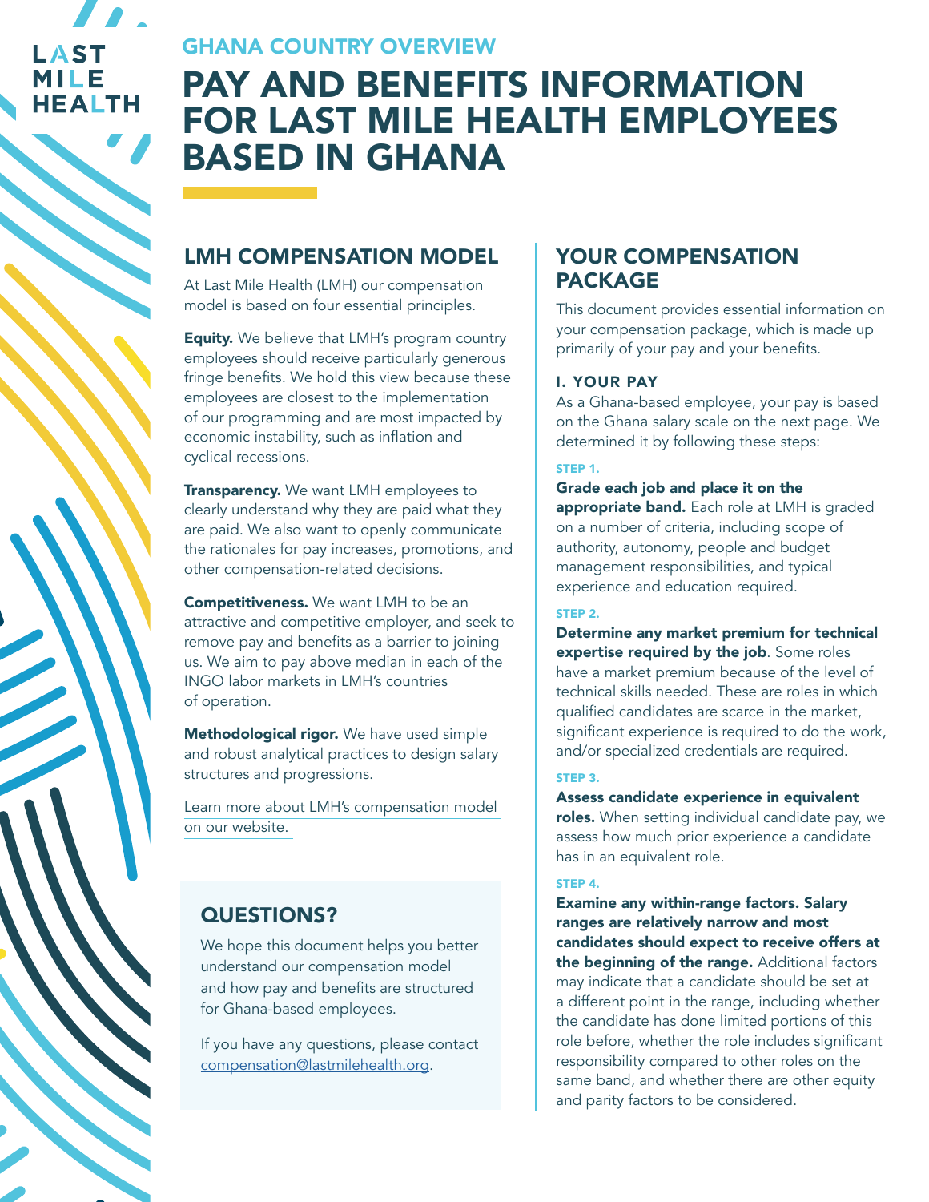GHANA COUNTRY OVERVIEW

# PAY AND BENEFITS INFORMATION FOR LAST MILE HEALTH EMPLOYEES BASED IN GHANA

## LMH COMPENSATION MODEL

At Last Mile Health (LMH) our compensation model is based on four essential principles.

**Equity.** We believe that LMH's program country employees should receive particularly generous fringe benefits. We hold this view because these employees are closest to the implementation of our programming and are most impacted by economic instability, such as inflation and cyclical recessions.

**Transparency.** We want LMH employees to clearly understand why they are paid what they are paid. We also want to openly communicate the rationales for pay increases, promotions, and other compensation-related decisions.

**Competitiveness.** We want LMH to be an attractive and competitive employer, and seek to remove pay and benefits as a barrier to joining us. We aim to pay above median in each of the INGO labor markets in LMH's countries of operation.

**Methodological rigor.** We have used simple and robust analytical practices to design salary structures and progressions.

Learn more about LMH's compensation model on our website.

## QUESTIONS?

We hope this document helps you better understand our compensation model and how pay and benefits are structured for Ghana-based employees.

If you have any questions, please contact compensation@lastmilehealth.org.

## YOUR COMPENSATION PACKAGE

This document provides essential information on your compensation package, which is made up primarily of your pay and your benefits.

### I. YOUR PAY

As a Ghana-based employee, your pay is based on the Ghana salary scale on the next page. We determined it by following these steps:

STEP 1.

**Grade each job and place it on the appropriate band.** Each role at LMH is graded on a number of criteria, including scope of authority, autonomy, people and budget management responsibilities, and typical experience and education required.

STEP 2.

**Determine any market premium for technical expertise required by the job**. Some roles have a market premium because of the level of technical skills needed. These are roles in which qualified candidates are scarce in the market, significant experience is required to do the work, and/or specialized credentials are required.

STEP 3.

**Assess candidate experience in equivalent roles.** When setting individual candidate pay, we assess how much prior experience a candidate has in an equivalent role.

STEP 4.

**Examine any within-range factors. Salary ranges are relatively narrow and most candidates should expect to receive offers at the beginning of the range.** Additional factors may indicate that a candidate should be set at a different point in the range, including whether the candidate has done limited portions of this role before, whether the role includes significant responsibility compared to other roles on the same band, and whether there are other equity and parity factors to be considered.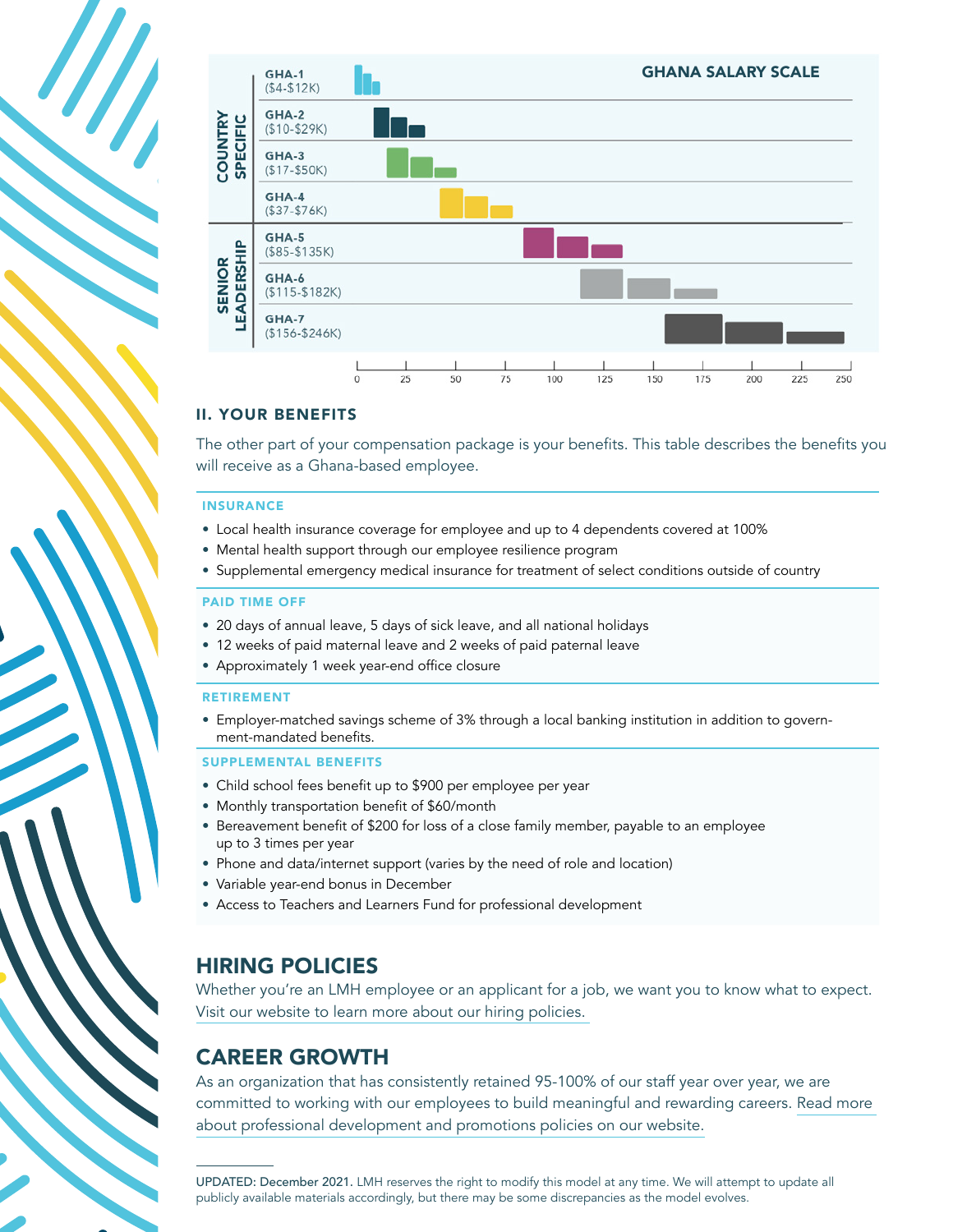GHANA SALARY SCALE

COUNTRY SPECIFIC

GHA-1 ($4-$12K)

GHA-2 ($10-$29K)

GHA-3 ($17-$50K)

GHA-4 ($37-$76K)

SENIOR LEADERSHIP

GHA-5 ($85-$135K)

GHA-6 ($115-$182K)

GHA-7 ($156-$246K)

0 25 50 75 100 125 150 175 200 225 250

## II. YOUR BENEFITS

The other part of your compensation package is your benefits. This table describes the benefits you will receive as a Ghana-based employee.

### INSURANCE

- Local health insurance coverage for employee and up to 4 dependents covered at 100%
- Mental health support through our employee resilience program
- Supplemental emergency medical insurance for treatment of select conditions outside of country

### PAID TIME OFF

- 20 days of annual leave, 5 days of sick leave, and all national holidays
- 12 weeks of paid maternal leave and 2 weeks of paid paternal leave
- Approximately 1 week year-end office closure

### RETIREMENT

- Employer-matched savings scheme of 3% through a local banking institution in addition to government-mandated benefits.

### SUPPLEMENTAL BENEFITS

- Child school fees benefit up to $900 per employee per year
- Monthly transportation benefit of $60/month
- Bereavement benefit of $200 for loss of a close family member, payable to an employee up to 3 times per year
- Phone and data/internet support (varies by the need of role and location)
- Variable year-end bonus in December
- Access to Teachers and Learners Fund for professional development

## HIRING POLICIES

Whether you're an LMH employee or an applicant for a job, we want you to know what to expect. Visit our website to learn more about our hiring policies.

## CAREER GROWTH

As an organization that has consistently retained 95-100% of our staff year over year, we are committed to working with our employees to build meaningful and rewarding careers. Read more about professional development and promotions policies on our website.

---

UPDATED: December 2021. LMH reserves the right to modify this model at any time. We will attempt to update all publicly available materials accordingly, but there may be some discrepancies as the model evolves.